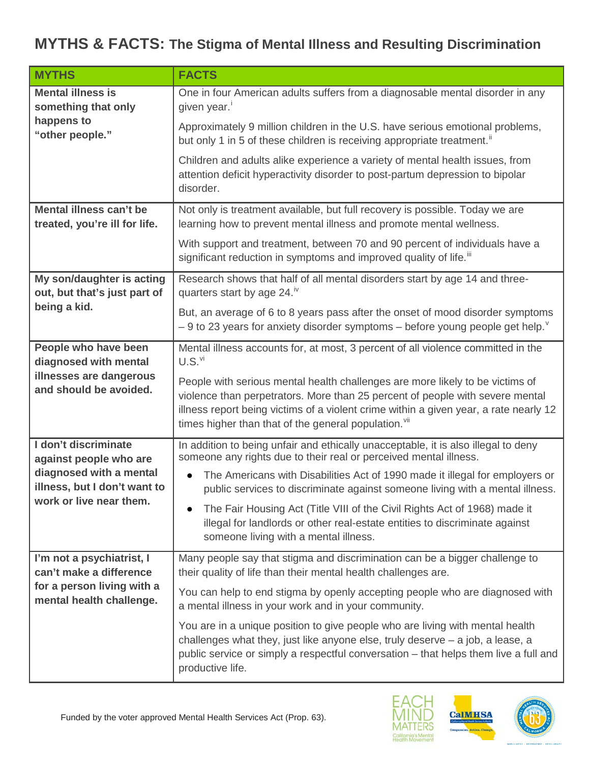# MYTHS & FACTS: The Stigma of Mental Illness and Resulting Discrimination

| MYTHS | FACTS |
|---|---|
| **Mental illness is something that only happens to "other people."** | One in four American adults suffers from a diagnosable mental disorder in any given year.[i]<br><br>Approximately 9 million children in the U.S. have serious emotional problems, but only 1 in 5 of these children is receiving appropriate treatment.[ii]<br><br>Children and adults alike experience a variety of mental health issues, from attention deficit hyperactivity disorder to post-partum depression to bipolar disorder. |
| **Mental illness can't be treated, you're ill for life.** | Not only is treatment available, but full recovery is possible. Today we are learning how to prevent mental illness and promote mental wellness.<br><br>With support and treatment, between 70 and 90 percent of individuals have a significant reduction in symptoms and improved quality of life.[iii] |
| **My son/daughter is acting out, but that's just part of being a kid.** | Research shows that half of all mental disorders start by age 14 and three-quarters start by age 24.[iv]<br><br>But, an average of 6 to 8 years pass after the onset of mood disorder symptoms – 9 to 23 years for anxiety disorder symptoms – before young people get help.[v] |
| **People who have been diagnosed with mental illnesses are dangerous and should be avoided.** | Mental illness accounts for, at most, 3 percent of all violence committed in the U.S.[vi]<br><br>People with serious mental health challenges are more likely to be victims of violence than perpetrators. More than 25 percent of people with severe mental illness report being victims of a violent crime within a given year, a rate nearly 12 times higher than that of the general population.[vii] |
| **I don't discriminate against people who are diagnosed with a mental illness, but I don't want to work or live near them.** | In addition to being unfair and ethically unacceptable, it is also illegal to deny someone any rights due to their real or perceived mental illness.<br><br>• The Americans with Disabilities Act of 1990 made it illegal for employers or public services to discriminate against someone living with a mental illness.<br><br>• The Fair Housing Act (Title VIII of the Civil Rights Act of 1968) made it illegal for landlords or other real-estate entities to discriminate against someone living with a mental illness. |
| **I'm not a psychiatrist, I can't make a difference for a person living with a mental health challenge.** | Many people say that stigma and discrimination can be a bigger challenge to their quality of life than their mental health challenges are.<br><br>You can help to end stigma by openly accepting people who are diagnosed with a mental illness in your work and in your community.<br><br>You are in a unique position to give people who are living with mental health challenges what they, just like anyone else, truly deserve – a job, a lease, a public service or simply a respectful conversation – that helps them live a full and productive life. |

Funded by the voter approved Mental Health Services Act (Prop. 63).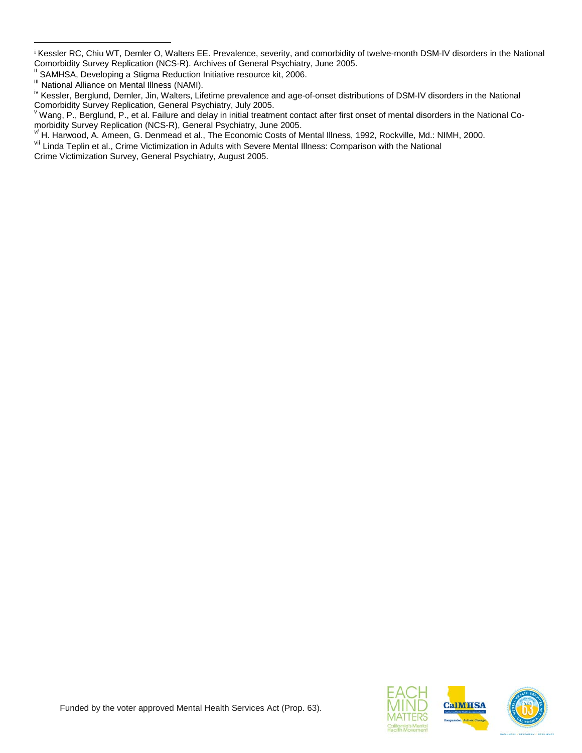[i] Kessler RC, Chiu WT, Demler O, Walters EE. Prevalence, severity, and comorbidity of twelve-month DSM-IV disorders in the National Comorbidity Survey Replication (NCS-R). Archives of General Psychiatry, June 2005.

[ii] SAMHSA, Developing a Stigma Reduction Initiative resource kit, 2006.

[iii] National Alliance on Mental Illness (NAMI).

[iv] Kessler, Berglund, Demler, Jin, Walters, Lifetime prevalence and age-of-onset distributions of DSM-IV disorders in the National Comorbidity Survey Replication, General Psychiatry, July 2005.

[v] Wang, P., Berglund, P., et al. Failure and delay in initial treatment contact after first onset of mental disorders in the National Co-morbidity Survey Replication (NCS-R), General Psychiatry, June 2005.

[vi] H. Harwood, A. Ameen, G. Denmead et al., The Economic Costs of Mental Illness, 1992, Rockville, Md.: NIMH, 2000.

[vii] Linda Teplin et al., Crime Victimization in Adults with Severe Mental Illness: Comparison with the National Crime Victimization Survey, General Psychiatry, August 2005.

Funded by the voter approved Mental Health Services Act (Prop. 63).